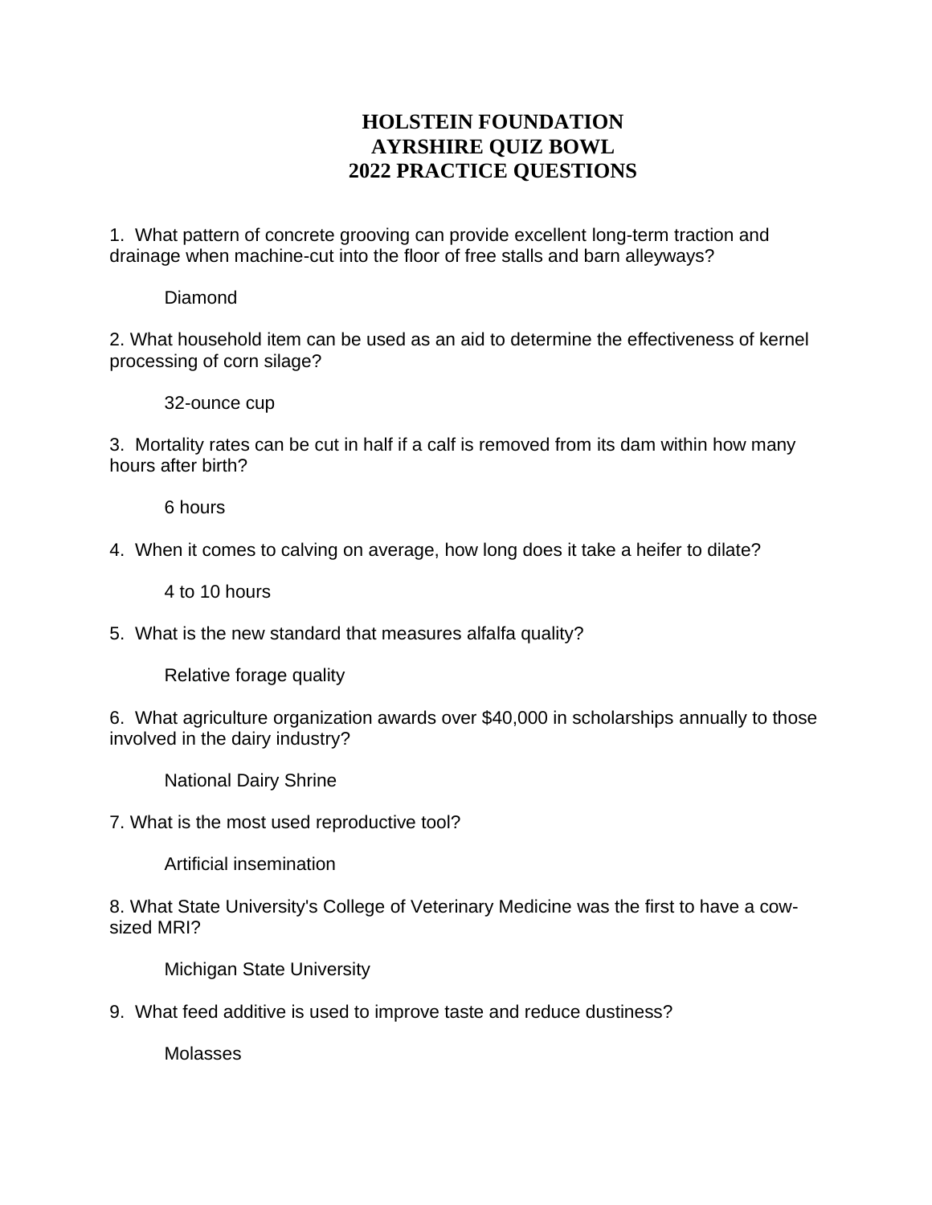# HOLSTEIN FOUNDATION
# AYRSHIRE QUIZ BOWL
# 2022 PRACTICE QUESTIONS

1. What pattern of concrete grooving can provide excellent long-term traction and drainage when machine-cut into the floor of free stalls and barn alleyways?

    Diamond

2. What household item can be used as an aid to determine the effectiveness of kernel processing of corn silage?

    32-ounce cup

3. Mortality rates can be cut in half if a calf is removed from its dam within how many hours after birth?

    6 hours

4. When it comes to calving on average, how long does it take a heifer to dilate?

    4 to 10 hours

5. What is the new standard that measures alfalfa quality?

    Relative forage quality

6. What agriculture organization awards over $40,000 in scholarships annually to those involved in the dairy industry?

    National Dairy Shrine

7. What is the most used reproductive tool?

    Artificial insemination

8. What State University's College of Veterinary Medicine was the first to have a cow-sized MRI?

    Michigan State University

9. What feed additive is used to improve taste and reduce dustiness?

    Molasses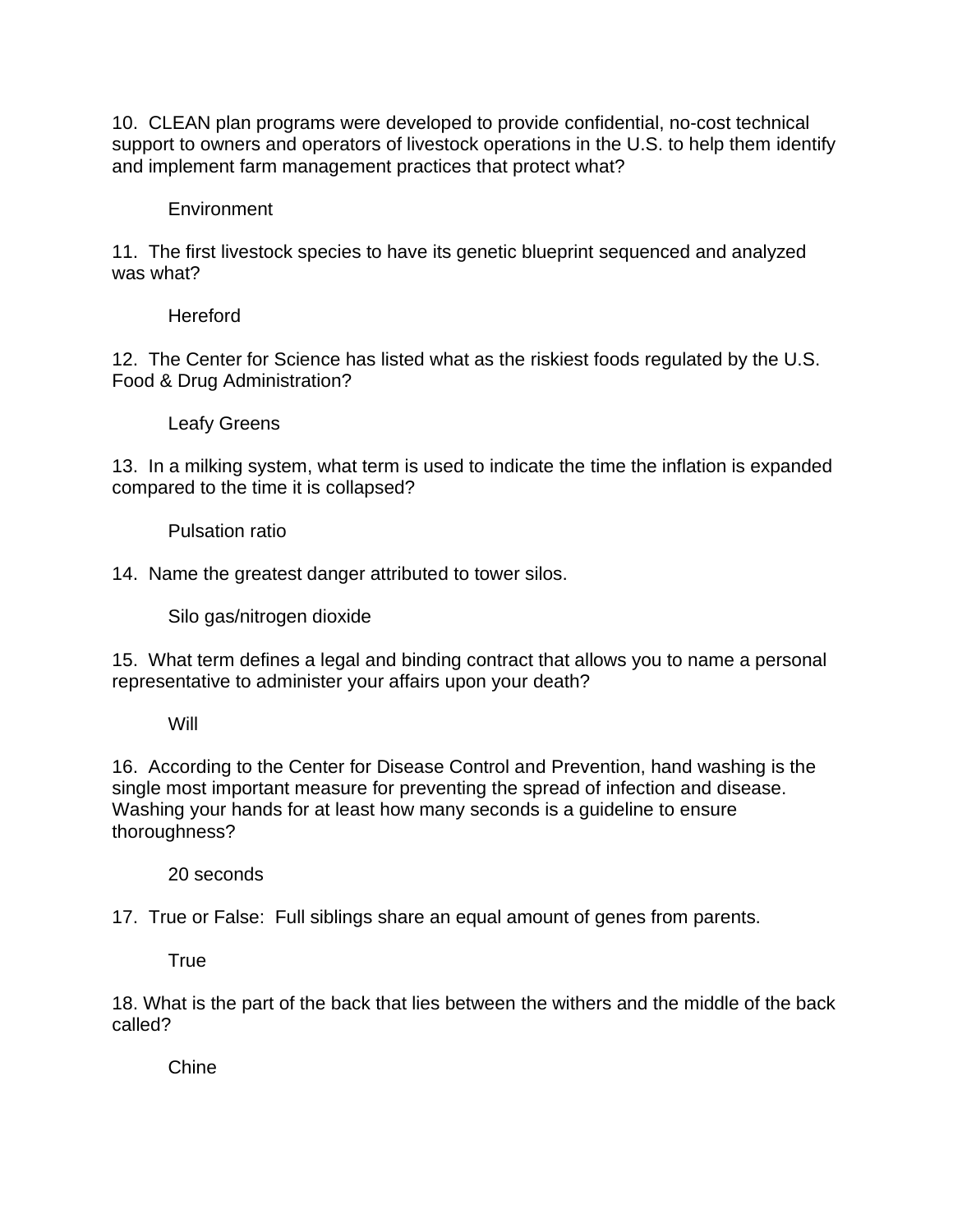10. CLEAN plan programs were developed to provide confidential, no-cost technical support to owners and operators of livestock operations in the U.S. to help them identify and implement farm management practices that protect what?

    Environment

11. The first livestock species to have its genetic blueprint sequenced and analyzed was what?

    Hereford

12. The Center for Science has listed what as the riskiest foods regulated by the U.S. Food & Drug Administration?

    Leafy Greens

13. In a milking system, what term is used to indicate the time the inflation is expanded compared to the time it is collapsed?

    Pulsation ratio

14. Name the greatest danger attributed to tower silos.

    Silo gas/nitrogen dioxide

15. What term defines a legal and binding contract that allows you to name a personal representative to administer your affairs upon your death?

    Will

16. According to the Center for Disease Control and Prevention, hand washing is the single most important measure for preventing the spread of infection and disease. Washing your hands for at least how many seconds is a guideline to ensure thoroughness?

    20 seconds

17. True or False: Full siblings share an equal amount of genes from parents.

    True

18. What is the part of the back that lies between the withers and the middle of the back called?

    Chine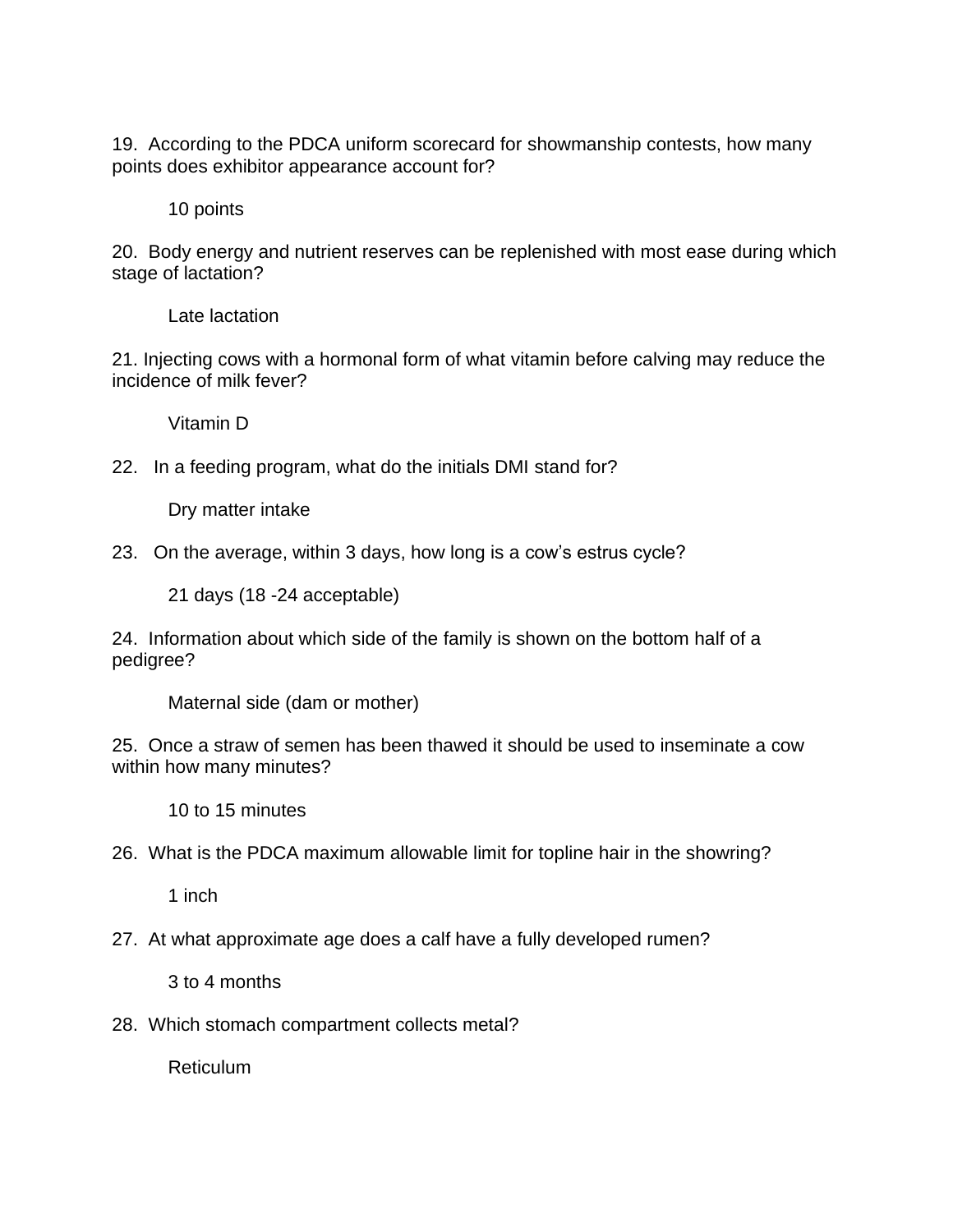19. According to the PDCA uniform scorecard for showmanship contests, how many points does exhibitor appearance account for?

    10 points

20. Body energy and nutrient reserves can be replenished with most ease during which stage of lactation?

    Late lactation

21. Injecting cows with a hormonal form of what vitamin before calving may reduce the incidence of milk fever?

    Vitamin D

22. In a feeding program, what do the initials DMI stand for?

    Dry matter intake

23. On the average, within 3 days, how long is a cow's estrus cycle?

    21 days (18 -24 acceptable)

24. Information about which side of the family is shown on the bottom half of a pedigree?

    Maternal side (dam or mother)

25. Once a straw of semen has been thawed it should be used to inseminate a cow within how many minutes?

    10 to 15 minutes

26. What is the PDCA maximum allowable limit for topline hair in the showring?

    1 inch

27. At what approximate age does a calf have a fully developed rumen?

    3 to 4 months

28. Which stomach compartment collects metal?

    Reticulum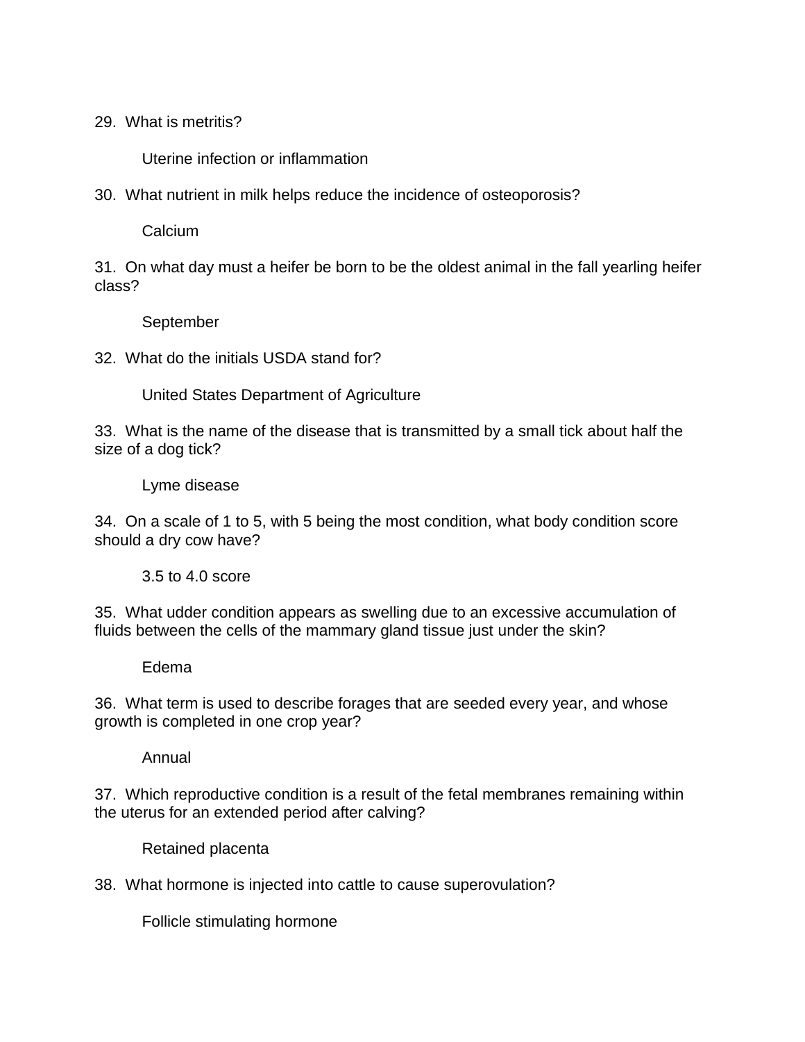29. What is metritis?

    Uterine infection or inflammation

30. What nutrient in milk helps reduce the incidence of osteoporosis?

    Calcium

31. On what day must a heifer be born to be the oldest animal in the fall yearling heifer class?

    September

32. What do the initials USDA stand for?

    United States Department of Agriculture

33. What is the name of the disease that is transmitted by a small tick about half the size of a dog tick?

    Lyme disease

34. On a scale of 1 to 5, with 5 being the most condition, what body condition score should a dry cow have?

    3.5 to 4.0 score

35. What udder condition appears as swelling due to an excessive accumulation of fluids between the cells of the mammary gland tissue just under the skin?

    Edema

36. What term is used to describe forages that are seeded every year, and whose growth is completed in one crop year?

    Annual

37. Which reproductive condition is a result of the fetal membranes remaining within the uterus for an extended period after calving?

    Retained placenta

38. What hormone is injected into cattle to cause superovulation?

    Follicle stimulating hormone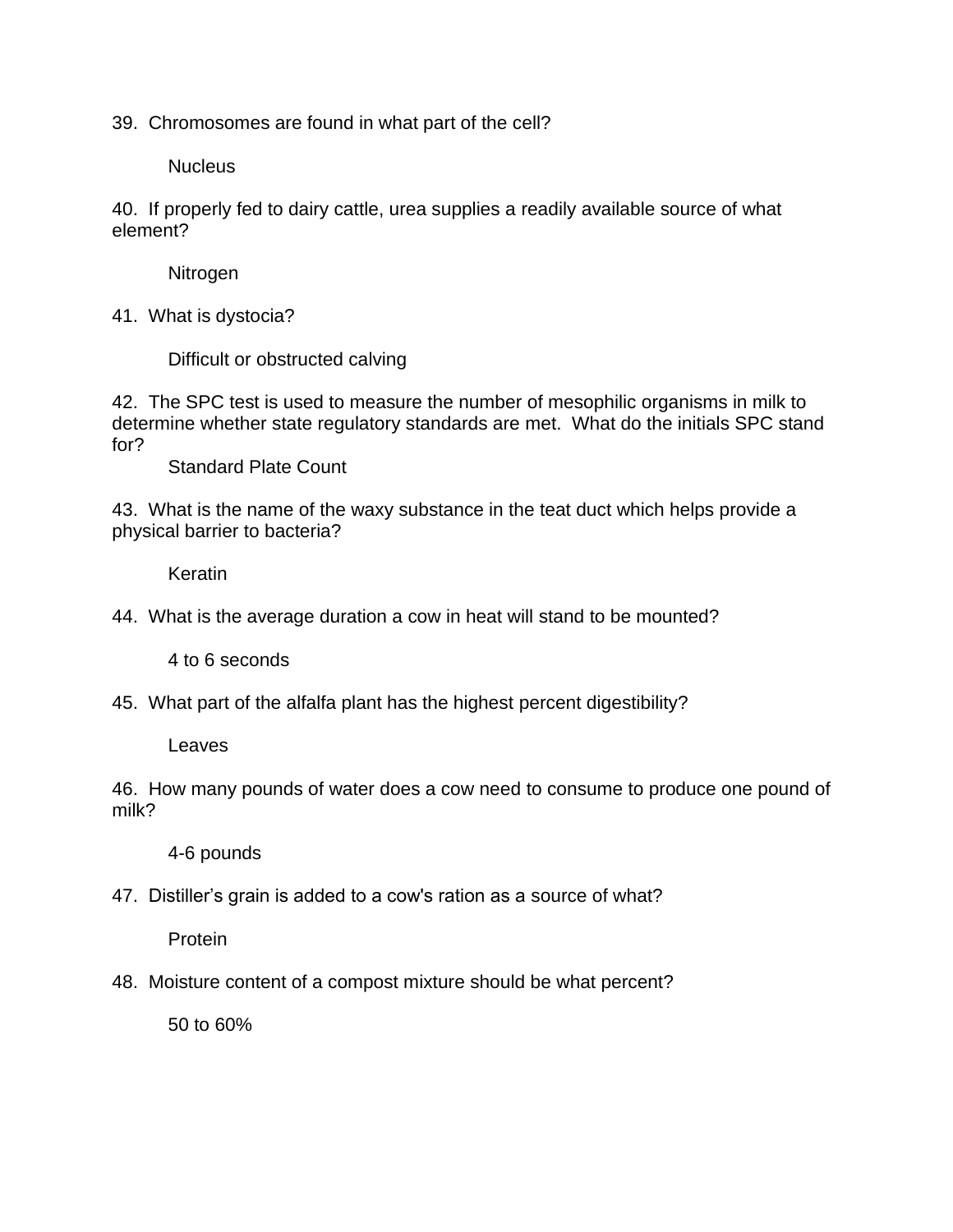39. Chromosomes are found in what part of the cell?

Nucleus

40. If properly fed to dairy cattle, urea supplies a readily available source of what element?

Nitrogen

41. What is dystocia?

Difficult or obstructed calving

42. The SPC test is used to measure the number of mesophilic organisms in milk to determine whether state regulatory standards are met. What do the initials SPC stand for?

Standard Plate Count

43. What is the name of the waxy substance in the teat duct which helps provide a physical barrier to bacteria?

Keratin

44. What is the average duration a cow in heat will stand to be mounted?

4 to 6 seconds

45. What part of the alfalfa plant has the highest percent digestibility?

Leaves

46. How many pounds of water does a cow need to consume to produce one pound of milk?

4-6 pounds

47. Distiller's grain is added to a cow's ration as a source of what?

Protein

48. Moisture content of a compost mixture should be what percent?

50 to 60%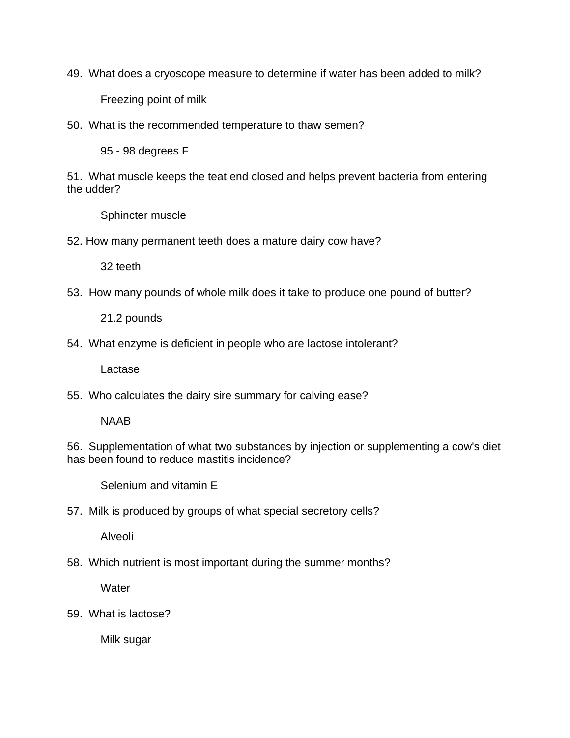49. What does a cryoscope measure to determine if water has been added to milk?

    Freezing point of milk

50. What is the recommended temperature to thaw semen?

    95 - 98 degrees F

51. What muscle keeps the teat end closed and helps prevent bacteria from entering the udder?

    Sphincter muscle

52. How many permanent teeth does a mature dairy cow have?

    32 teeth

53. How many pounds of whole milk does it take to produce one pound of butter?

    21.2 pounds

54. What enzyme is deficient in people who are lactose intolerant?

    Lactase

55. Who calculates the dairy sire summary for calving ease?

    NAAB

56. Supplementation of what two substances by injection or supplementing a cow's diet has been found to reduce mastitis incidence?

    Selenium and vitamin E

57. Milk is produced by groups of what special secretory cells?

    Alveoli

58. Which nutrient is most important during the summer months?

    Water

59. What is lactose?

    Milk sugar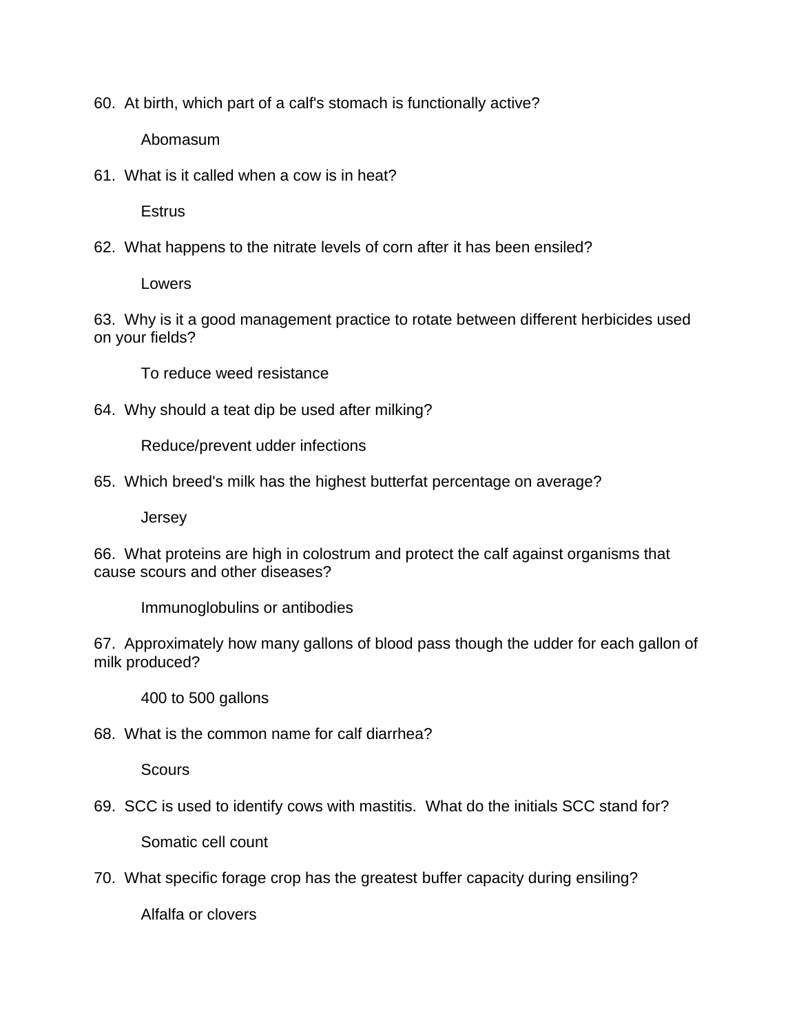60. At birth, which part of a calf's stomach is functionally active?

    Abomasum

61. What is it called when a cow is in heat?

    Estrus

62. What happens to the nitrate levels of corn after it has been ensiled?

    Lowers

63. Why is it a good management practice to rotate between different herbicides used on your fields?

    To reduce weed resistance

64. Why should a teat dip be used after milking?

    Reduce/prevent udder infections

65. Which breed's milk has the highest butterfat percentage on average?

    Jersey

66. What proteins are high in colostrum and protect the calf against organisms that cause scours and other diseases?

    Immunoglobulins or antibodies

67. Approximately how many gallons of blood pass though the udder for each gallon of milk produced?

    400 to 500 gallons

68. What is the common name for calf diarrhea?

    Scours

69. SCC is used to identify cows with mastitis. What do the initials SCC stand for?

    Somatic cell count

70. What specific forage crop has the greatest buffer capacity during ensiling?

    Alfalfa or clovers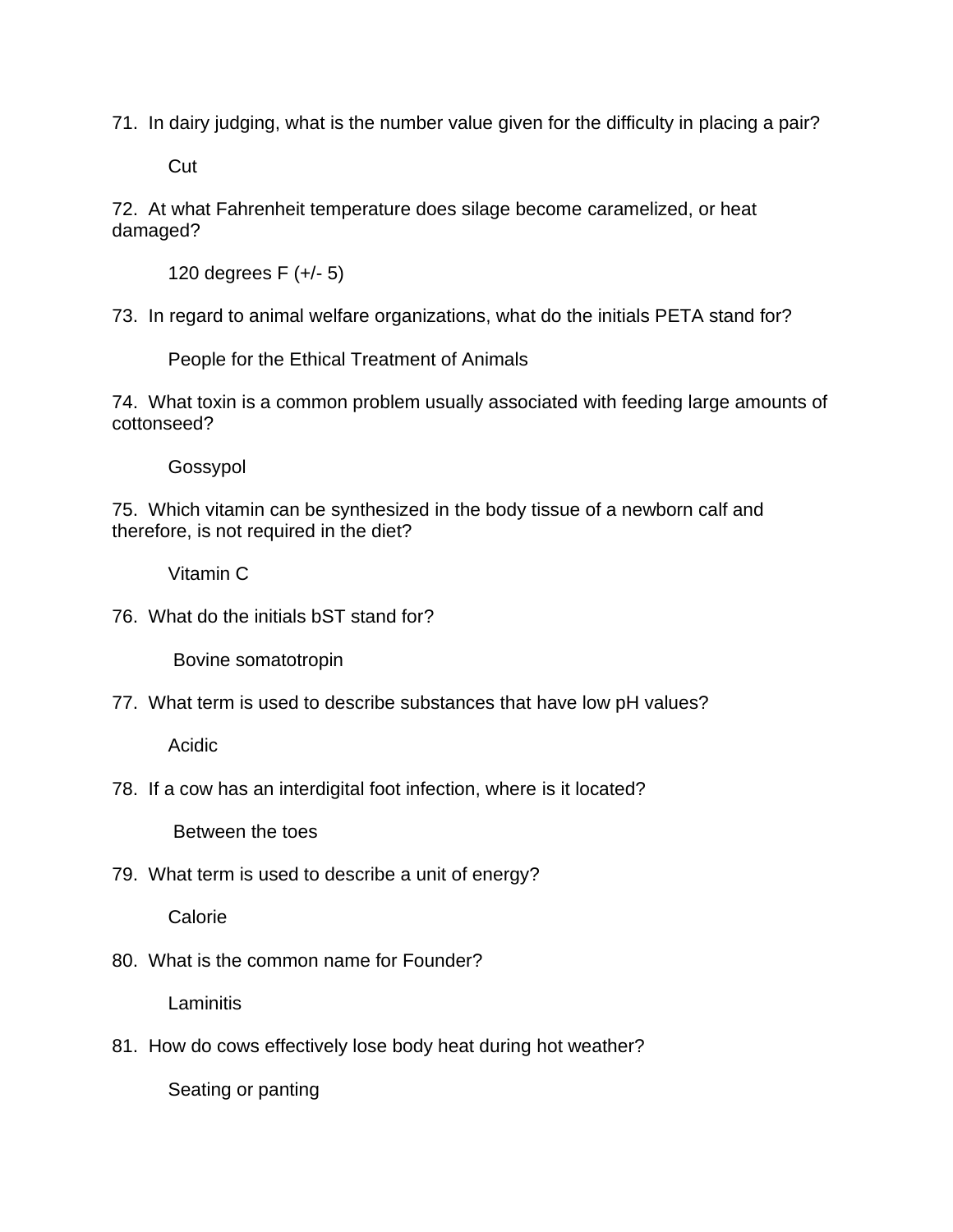71. In dairy judging, what is the number value given for the difficulty in placing a pair?

Cut

72. At what Fahrenheit temperature does silage become caramelized, or heat damaged?

120 degrees F (+/- 5)

73. In regard to animal welfare organizations, what do the initials PETA stand for?

People for the Ethical Treatment of Animals

74. What toxin is a common problem usually associated with feeding large amounts of cottonseed?

Gossypol

75. Which vitamin can be synthesized in the body tissue of a newborn calf and therefore, is not required in the diet?

Vitamin C

76. What do the initials bST stand for?

Bovine somatotropin

77. What term is used to describe substances that have low pH values?

Acidic

78. If a cow has an interdigital foot infection, where is it located?

Between the toes

79. What term is used to describe a unit of energy?

Calorie

80. What is the common name for Founder?

Laminitis

81. How do cows effectively lose body heat during hot weather?

Seating or panting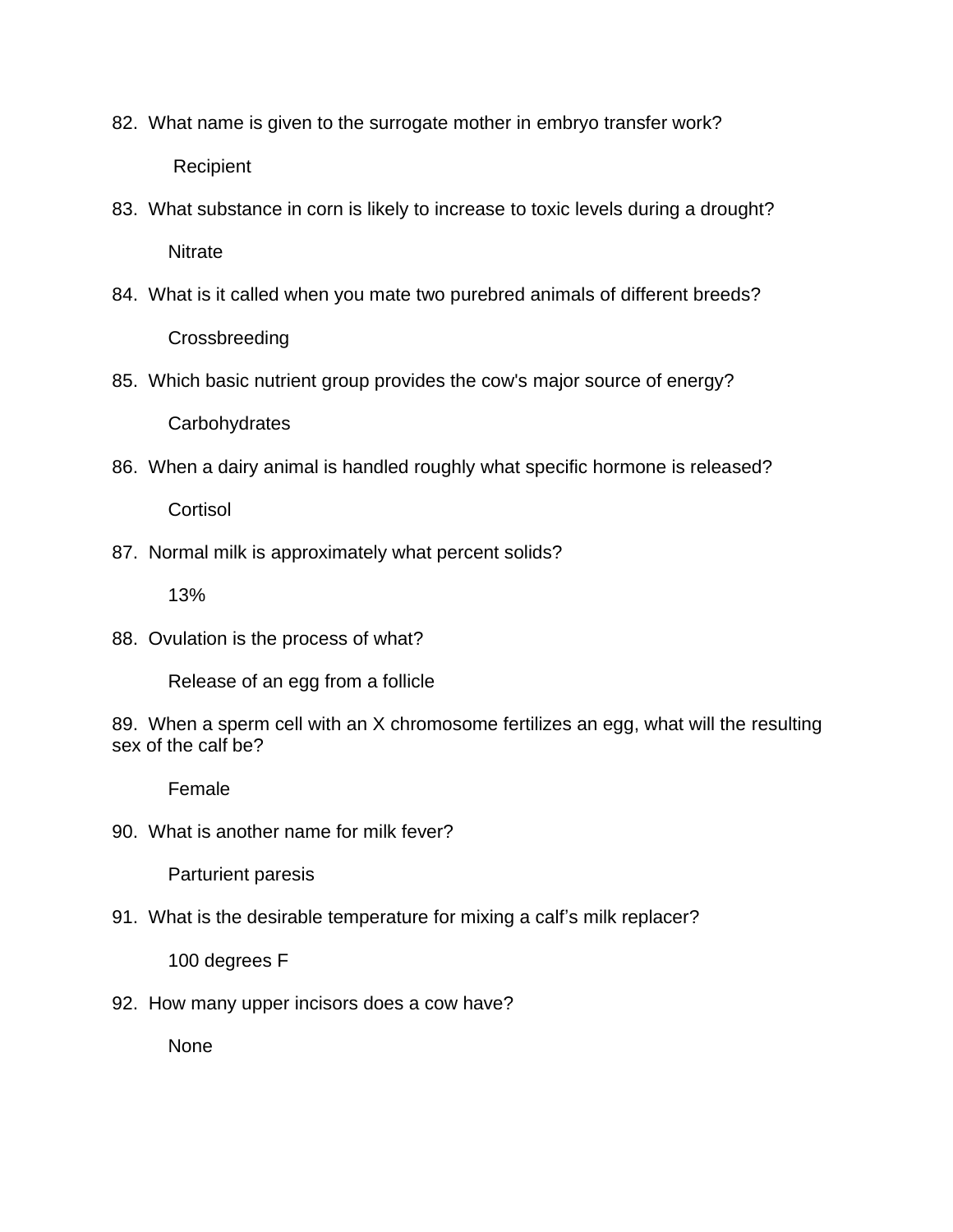82. What name is given to the surrogate mother in embryo transfer work?

Recipient

83. What substance in corn is likely to increase to toxic levels during a drought?

Nitrate

84. What is it called when you mate two purebred animals of different breeds?

Crossbreeding

85. Which basic nutrient group provides the cow's major source of energy?

Carbohydrates

86. When a dairy animal is handled roughly what specific hormone is released?

Cortisol

87. Normal milk is approximately what percent solids?

13%

88. Ovulation is the process of what?

Release of an egg from a follicle

89. When a sperm cell with an X chromosome fertilizes an egg, what will the resulting sex of the calf be?

Female

90. What is another name for milk fever?

Parturient paresis

91. What is the desirable temperature for mixing a calf's milk replacer?

100 degrees F

92. How many upper incisors does a cow have?

None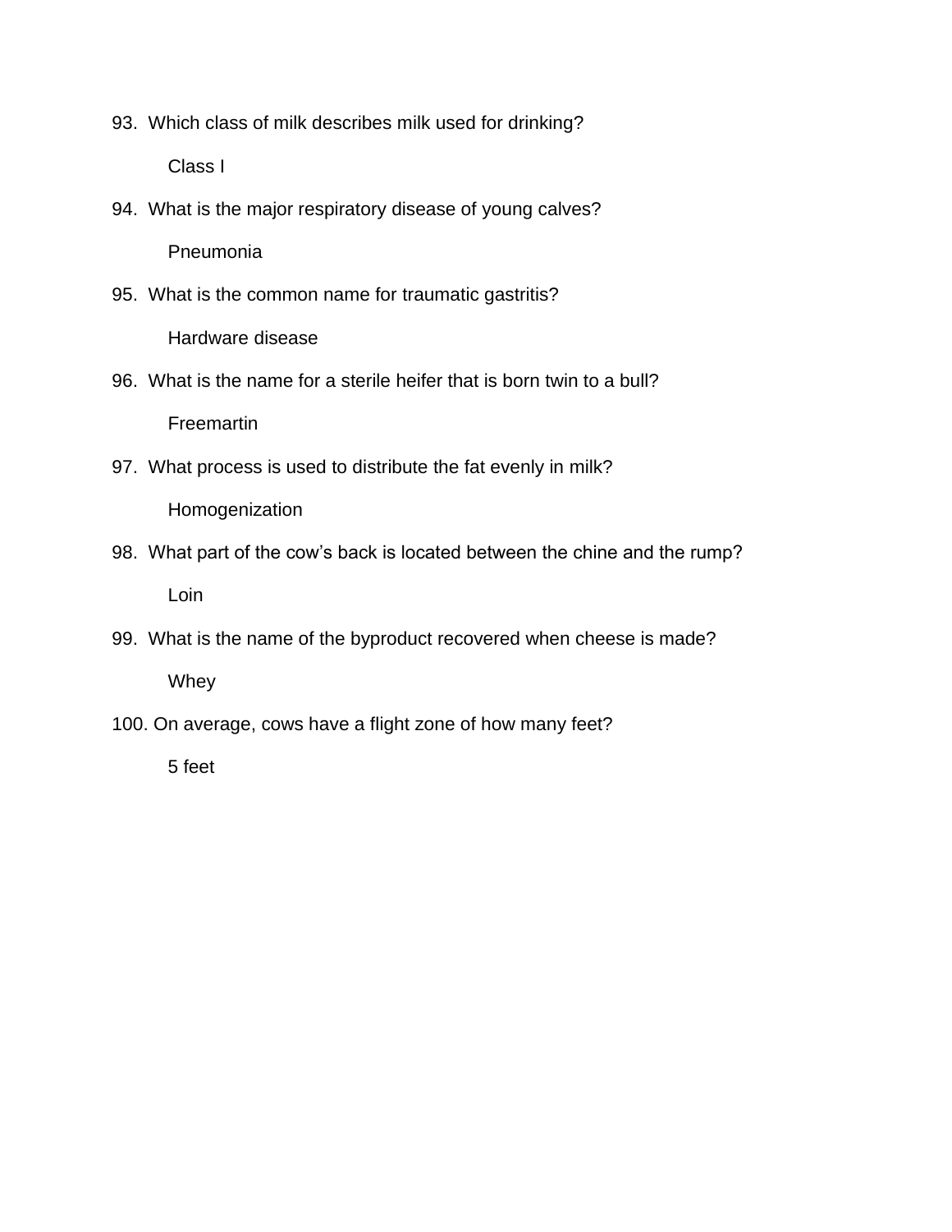93. Which class of milk describes milk used for drinking?

    Class I

94. What is the major respiratory disease of young calves?

    Pneumonia

95. What is the common name for traumatic gastritis?

    Hardware disease

96. What is the name for a sterile heifer that is born twin to a bull?

    Freemartin

97. What process is used to distribute the fat evenly in milk?

    Homogenization

98. What part of the cow's back is located between the chine and the rump?

    Loin

99. What is the name of the byproduct recovered when cheese is made?

    Whey

100. On average, cows have a flight zone of how many feet?

    5 feet